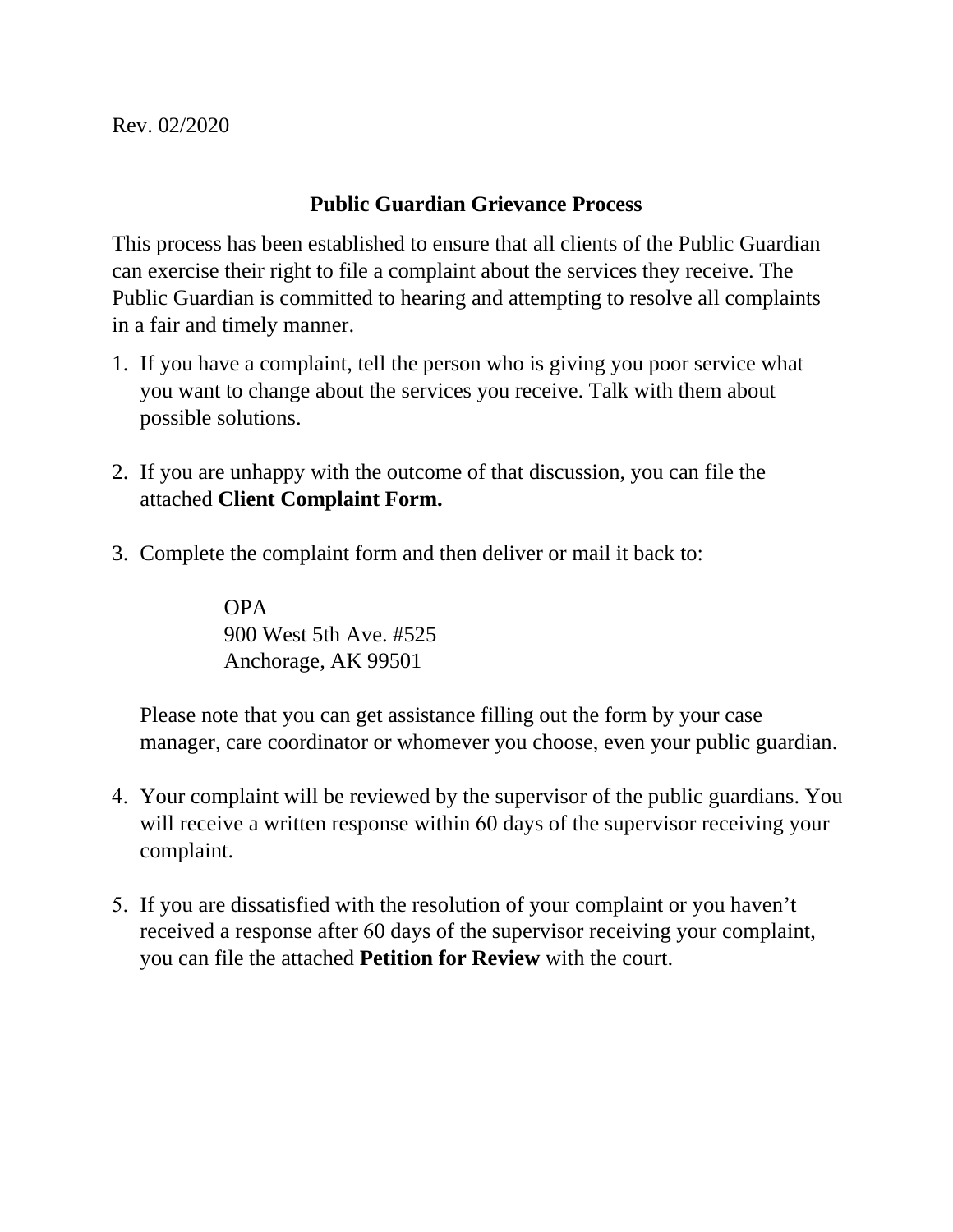Rev. 02/2020

# Public Guardian Grievance Process

This process has been established to ensure that all clients of the Public Guardian can exercise their right to file a complaint about the services they receive. The Public Guardian is committed to hearing and attempting to resolve all complaints in a fair and timely manner.

1. If you have a complaint, tell the person who is giving you poor service what you want to change about the services you receive. Talk with them about possible solutions.

2. If you are unhappy with the outcome of that discussion, you can file the attached **Client Complaint Form.**

3. Complete the complaint form and then deliver or mail it back to:

   OPA
   900 West 5th Ave. #525
   Anchorage, AK 99501

   Please note that you can get assistance filling out the form by your case manager, care coordinator or whomever you choose, even your public guardian.

4. Your complaint will be reviewed by the supervisor of the public guardians. You will receive a written response within 60 days of the supervisor receiving your complaint.

5. If you are dissatisfied with the resolution of your complaint or you haven't received a response after 60 days of the supervisor receiving your complaint, you can file the attached **Petition for Review** with the court.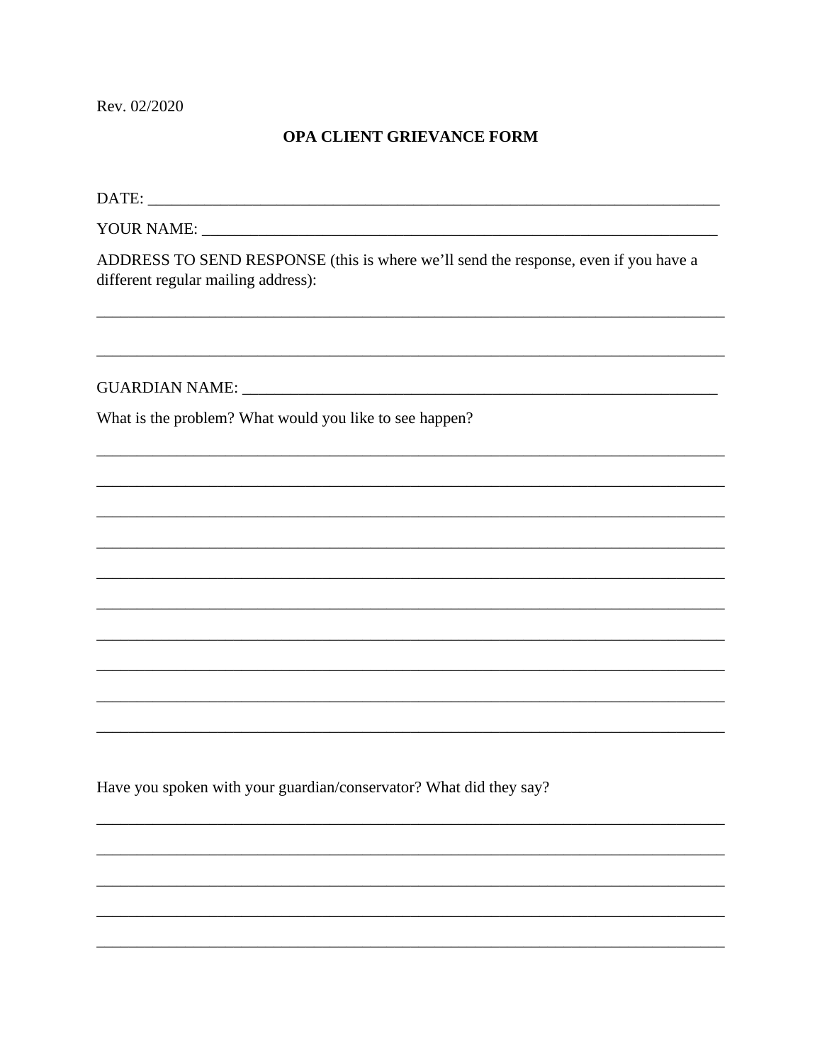Rev. 02/2020

**OPA CLIENT GRIEVANCE FORM**

DATE: ___________________________________________________________________________

YOUR NAME: ______________________________________________________________________

ADDRESS TO SEND RESPONSE (this is where we'll send the response, even if you have a different regular mailing address):

_________________________________________________________________________________

_________________________________________________________________________________

GUARDIAN NAME: __________________________________________________________________

What is the problem? What would you like to see happen?

_________________________________________________________________________________

_________________________________________________________________________________

_________________________________________________________________________________

_________________________________________________________________________________

_________________________________________________________________________________

_________________________________________________________________________________

_________________________________________________________________________________

_________________________________________________________________________________

_________________________________________________________________________________

_________________________________________________________________________________

Have you spoken with your guardian/conservator? What did they say?

_________________________________________________________________________________

_________________________________________________________________________________

_________________________________________________________________________________

_________________________________________________________________________________

_________________________________________________________________________________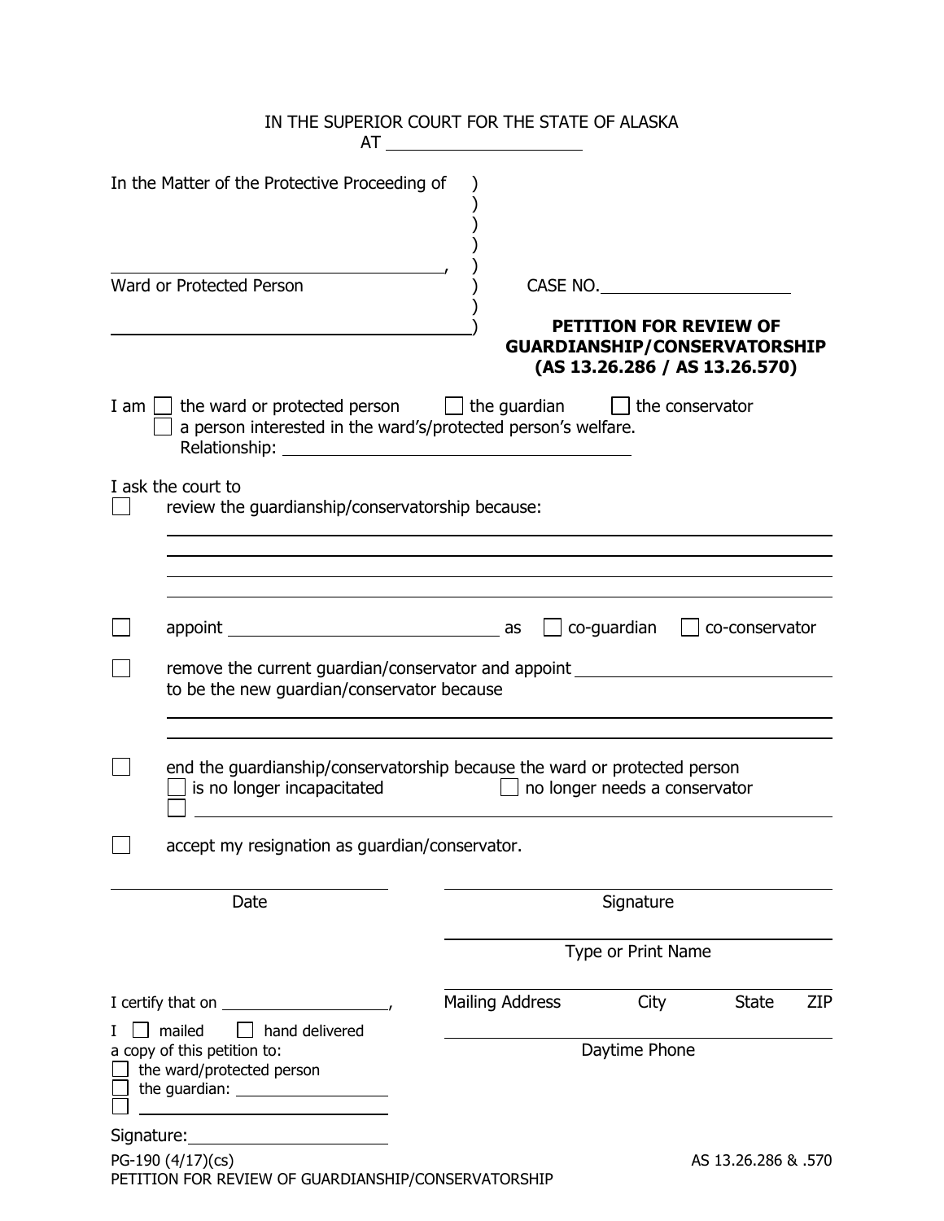IN THE SUPERIOR COURT FOR THE STATE OF ALASKA
AT ____________________

In the Matter of the Protective Proceeding of

______________________________,
Ward or Protected Person

______________________________

CASE NO. ____________________

**PETITION FOR REVIEW OF GUARDIANSHIP/CONSERVATORSHIP (AS 13.26.286 / AS 13.26.570)**

I am ☐ the ward or protected person ☐ the guardian ☐ the conservator
☐ a person interested in the ward's/protected person's welfare.
Relationship: ______________________________

I ask the court to

☐ review the guardianship/conservatorship because:

______________________________
______________________________
______________________________
______________________________

☐ appoint ______________________________ as ☐ co-guardian ☐ co-conservator

☐ remove the current guardian/conservator and appoint ______________________________ to be the new guardian/conservator because

______________________________
______________________________

☐ end the guardianship/conservatorship because the ward or protected person
☐ is no longer incapacitated ☐ no longer needs a conservator
☐ ______________________________

☐ accept my resignation as guardian/conservator.

______________________________
Date

______________________________
Signature

______________________________
Type or Print Name

______________________________
Mailing Address City State ZIP

______________________________
Daytime Phone

I certify that on ____________________,
I ☐ mailed ☐ hand delivered
a copy of this petition to:
☐ the ward/protected person
☐ the guardian: ____________________
☐ ____________________

Signature: ____________________

PG-190 (4/17)(cs)
PETITION FOR REVIEW OF GUARDIANSHIP/CONSERVATORSHIP

AS 13.26.286 & .570